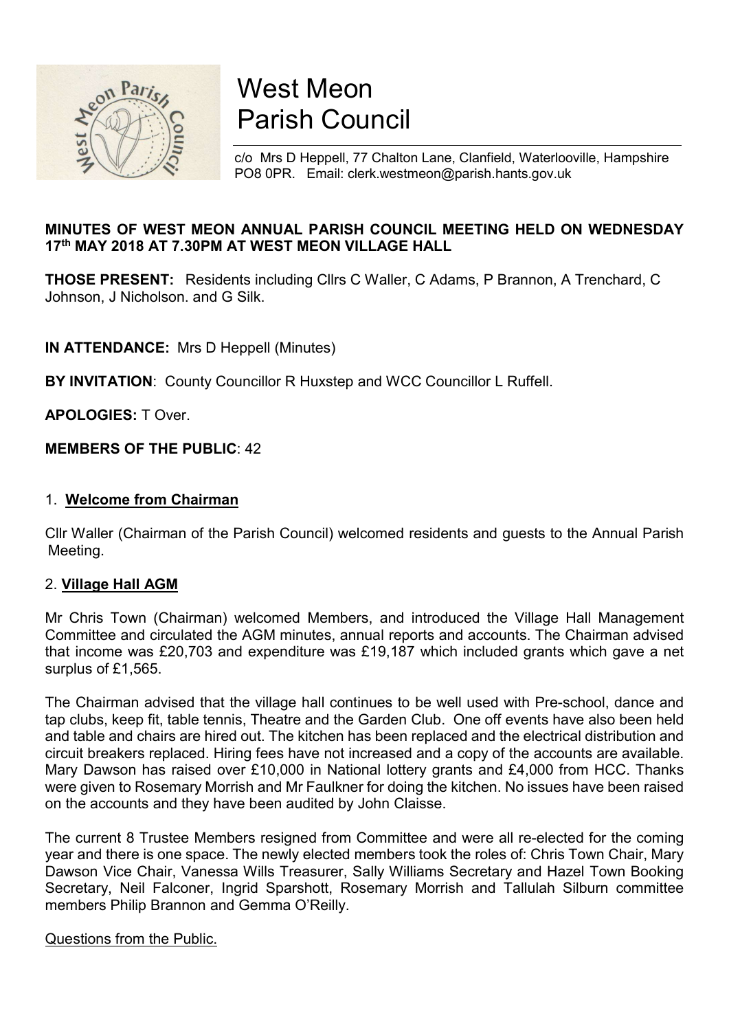# West Meon Parish Council

c/o Mrs D Heppell, 77 Chalton Lane, Clanfield, Waterlooville, Hampshire PO8 0PR. Email: clerk.westmeon@parish.hants.gov.uk

**MINUTES OF WEST MEON ANNUAL PARISH COUNCIL MEETING HELD ON WEDNESDAY 17th MAY 2018 AT 7.30PM AT WEST MEON VILLAGE HALL**

**THOSE PRESENT:** Residents including Cllrs C Waller, C Adams, P Brannon, A Trenchard, C Johnson, J Nicholson. and G Silk.

**IN ATTENDANCE:** Mrs D Heppell (Minutes)

**BY INVITATION**: County Councillor R Huxstep and WCC Councillor L Ruffell.

**APOLOGIES:** T Over.

**MEMBERS OF THE PUBLIC**: 42

## 1. Welcome from Chairman

Cllr Waller (Chairman of the Parish Council) welcomed residents and guests to the Annual Parish Meeting.

## 2. Village Hall AGM

Mr Chris Town (Chairman) welcomed Members, and introduced the Village Hall Management Committee and circulated the AGM minutes, annual reports and accounts. The Chairman advised that income was £20,703 and expenditure was £19,187 which included grants which gave a net surplus of £1,565.

The Chairman advised that the village hall continues to be well used with Pre-school, dance and tap clubs, keep fit, table tennis, Theatre and the Garden Club. One off events have also been held and table and chairs are hired out. The kitchen has been replaced and the electrical distribution and circuit breakers replaced. Hiring fees have not increased and a copy of the accounts are available. Mary Dawson has raised over £10,000 in National lottery grants and £4,000 from HCC. Thanks were given to Rosemary Morrish and Mr Faulkner for doing the kitchen. No issues have been raised on the accounts and they have been audited by John Claisse.

The current 8 Trustee Members resigned from Committee and were all re-elected for the coming year and there is one space. The newly elected members took the roles of: Chris Town Chair, Mary Dawson Vice Chair, Vanessa Wills Treasurer, Sally Williams Secretary and Hazel Town Booking Secretary, Neil Falconer, Ingrid Sparshott, Rosemary Morrish and Tallulah Silburn committee members Philip Brannon and Gemma O'Reilly.

Questions from the Public.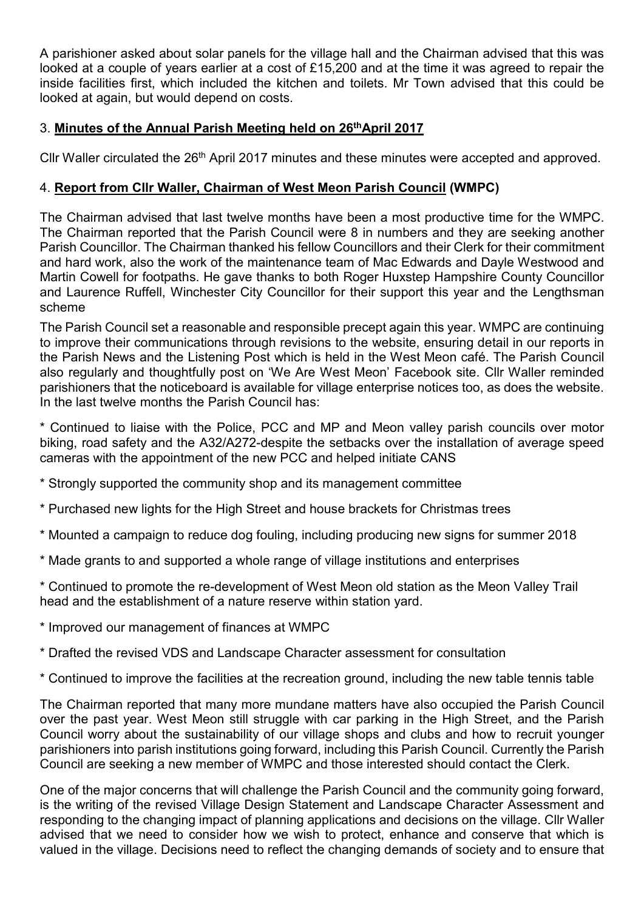A parishioner asked about solar panels for the village hall and the Chairman advised that this was looked at a couple of years earlier at a cost of £15,200 and at the time it was agreed to repair the inside facilities first, which included the kitchen and toilets. Mr Town advised that this could be looked at again, but would depend on costs.

## 3. **Minutes of the Annual Parish Meeting held on 26th April 2017**

Cllr Waller circulated the 26th April 2017 minutes and these minutes were accepted and approved.

## 4. **Report from Cllr Waller, Chairman of West Meon Parish Council (WMPC)**

The Chairman advised that last twelve months have been a most productive time for the WMPC. The Chairman reported that the Parish Council were 8 in numbers and they are seeking another Parish Councillor. The Chairman thanked his fellow Councillors and their Clerk for their commitment and hard work, also the work of the maintenance team of Mac Edwards and Dayle Westwood and Martin Cowell for footpaths. He gave thanks to both Roger Huxstep Hampshire County Councillor and Laurence Ruffell, Winchester City Councillor for their support this year and the Lengthsman scheme

The Parish Council set a reasonable and responsible precept again this year. WMPC are continuing to improve their communications through revisions to the website, ensuring detail in our reports in the Parish News and the Listening Post which is held in the West Meon café. The Parish Council also regularly and thoughtfully post on 'We Are West Meon' Facebook site. Cllr Waller reminded parishioners that the noticeboard is available for village enterprise notices too, as does the website. In the last twelve months the Parish Council has:

* Continued to liaise with the Police, PCC and MP and Meon valley parish councils over motor biking, road safety and the A32/A272-despite the setbacks over the installation of average speed cameras with the appointment of the new PCC and helped initiate CANS

* Strongly supported the community shop and its management committee

* Purchased new lights for the High Street and house brackets for Christmas trees

* Mounted a campaign to reduce dog fouling, including producing new signs for summer 2018

* Made grants to and supported a whole range of village institutions and enterprises

* Continued to promote the re-development of West Meon old station as the Meon Valley Trail head and the establishment of a nature reserve within station yard.

* Improved our management of finances at WMPC

* Drafted the revised VDS and Landscape Character assessment for consultation

* Continued to improve the facilities at the recreation ground, including the new table tennis table

The Chairman reported that many more mundane matters have also occupied the Parish Council over the past year. West Meon still struggle with car parking in the High Street, and the Parish Council worry about the sustainability of our village shops and clubs and how to recruit younger parishioners into parish institutions going forward, including this Parish Council. Currently the Parish Council are seeking a new member of WMPC and those interested should contact the Clerk.

One of the major concerns that will challenge the Parish Council and the community going forward, is the writing of the revised Village Design Statement and Landscape Character Assessment and responding to the changing impact of planning applications and decisions on the village. Cllr Waller advised that we need to consider how we wish to protect, enhance and conserve that which is valued in the village. Decisions need to reflect the changing demands of society and to ensure that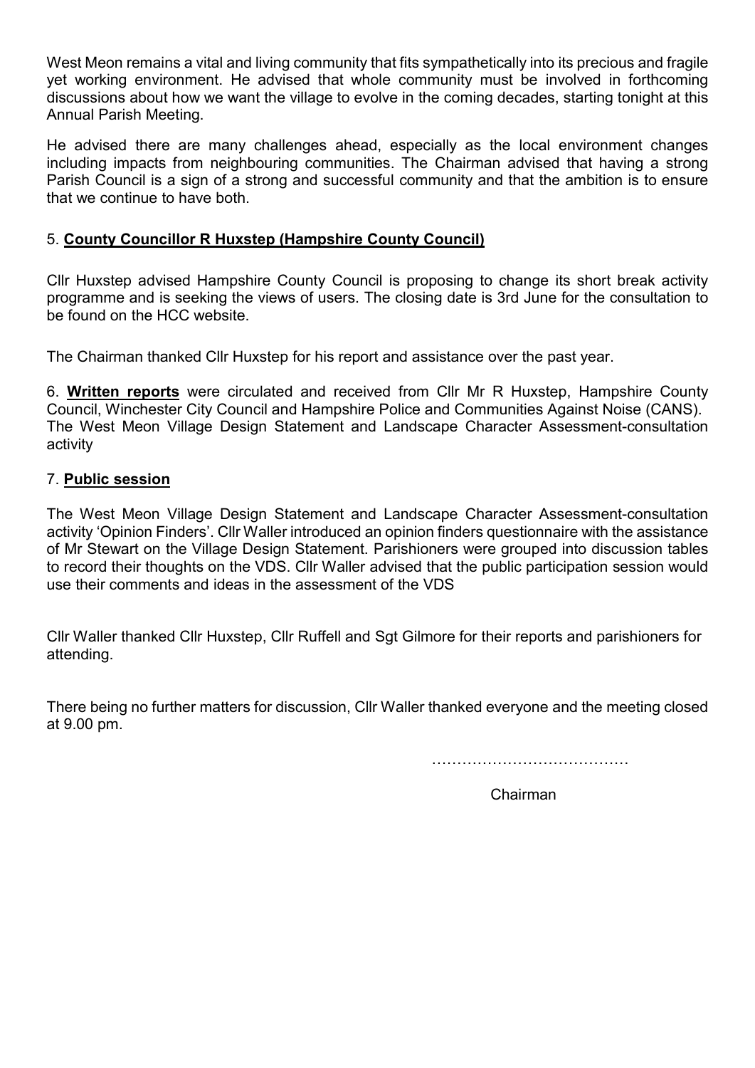West Meon remains a vital and living community that fits sympathetically into its precious and fragile yet working environment. He advised that whole community must be involved in forthcoming discussions about how we want the village to evolve in the coming decades, starting tonight at this Annual Parish Meeting.

He advised there are many challenges ahead, especially as the local environment changes including impacts from neighbouring communities. The Chairman advised that having a strong Parish Council is a sign of a strong and successful community and that the ambition is to ensure that we continue to have both.

5. **County Councillor R Huxstep (Hampshire County Council)**

Cllr Huxstep advised Hampshire County Council is proposing to change its short break activity programme and is seeking the views of users. The closing date is 3rd June for the consultation to be found on the HCC website.

The Chairman thanked Cllr Huxstep for his report and assistance over the past year.

6. **Written reports** were circulated and received from Cllr Mr R Huxstep, Hampshire County Council, Winchester City Council and Hampshire Police and Communities Against Noise (CANS). The West Meon Village Design Statement and Landscape Character Assessment-consultation activity

7. **Public session**

The West Meon Village Design Statement and Landscape Character Assessment-consultation activity 'Opinion Finders'. Cllr Waller introduced an opinion finders questionnaire with the assistance of Mr Stewart on the Village Design Statement. Parishioners were grouped into discussion tables to record their thoughts on the VDS. Cllr Waller advised that the public participation session would use their comments and ideas in the assessment of the VDS

Cllr Waller thanked Cllr Huxstep, Cllr Ruffell and Sgt Gilmore for their reports and parishioners for attending.

There being no further matters for discussion, Cllr Waller thanked everyone and the meeting closed at 9.00 pm.

…………………………………

Chairman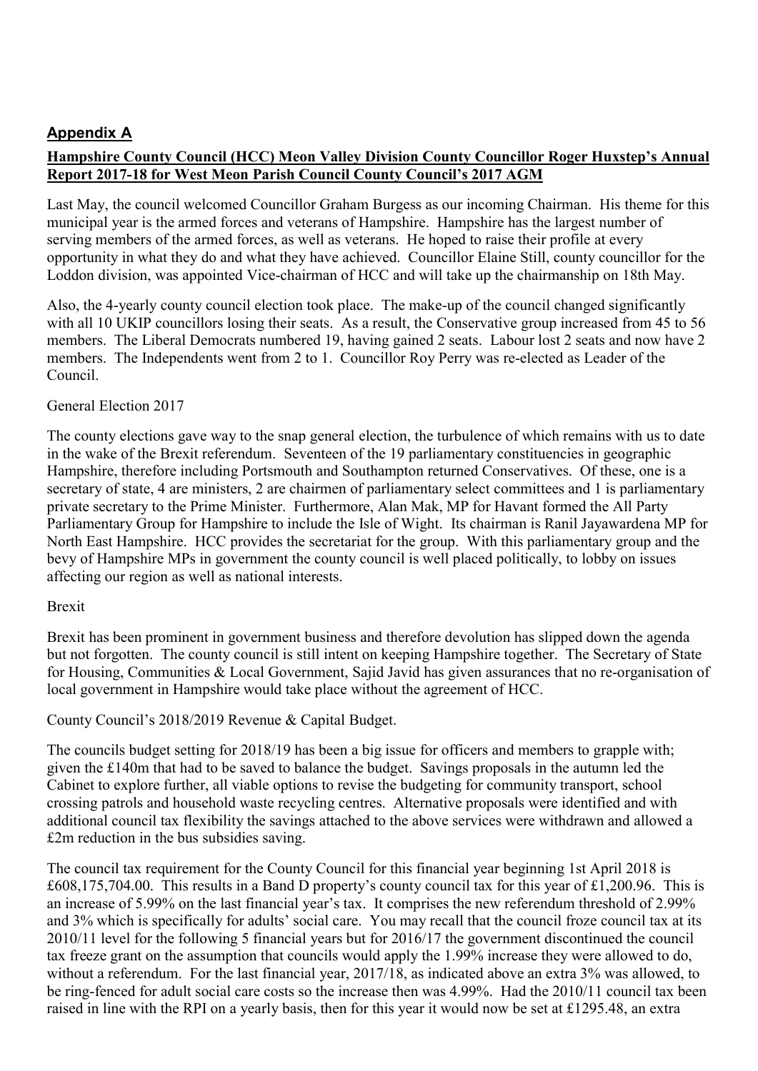## **Appendix A**

**Hampshire County Council (HCC) Meon Valley Division County Councillor Roger Huxstep's Annual Report 2017-18 for West Meon Parish Council County Council's 2017 AGM**

Last May, the council welcomed Councillor Graham Burgess as our incoming Chairman. His theme for this municipal year is the armed forces and veterans of Hampshire. Hampshire has the largest number of serving members of the armed forces, as well as veterans. He hoped to raise their profile at every opportunity in what they do and what they have achieved. Councillor Elaine Still, county councillor for the Loddon division, was appointed Vice-chairman of HCC and will take up the chairmanship on 18th May.

Also, the 4-yearly county council election took place. The make-up of the council changed significantly with all 10 UKIP councillors losing their seats. As a result, the Conservative group increased from 45 to 56 members. The Liberal Democrats numbered 19, having gained 2 seats. Labour lost 2 seats and now have 2 members. The Independents went from 2 to 1. Councillor Roy Perry was re-elected as Leader of the Council.

General Election 2017

The county elections gave way to the snap general election, the turbulence of which remains with us to date in the wake of the Brexit referendum. Seventeen of the 19 parliamentary constituencies in geographic Hampshire, therefore including Portsmouth and Southampton returned Conservatives. Of these, one is a secretary of state, 4 are ministers, 2 are chairmen of parliamentary select committees and 1 is parliamentary private secretary to the Prime Minister. Furthermore, Alan Mak, MP for Havant formed the All Party Parliamentary Group for Hampshire to include the Isle of Wight. Its chairman is Ranil Jayawardena MP for North East Hampshire. HCC provides the secretariat for the group. With this parliamentary group and the bevy of Hampshire MPs in government the county council is well placed politically, to lobby on issues affecting our region as well as national interests.

Brexit

Brexit has been prominent in government business and therefore devolution has slipped down the agenda but not forgotten. The county council is still intent on keeping Hampshire together. The Secretary of State for Housing, Communities & Local Government, Sajid Javid has given assurances that no re-organisation of local government in Hampshire would take place without the agreement of HCC.

County Council's 2018/2019 Revenue & Capital Budget.

The councils budget setting for 2018/19 has been a big issue for officers and members to grapple with; given the £140m that had to be saved to balance the budget. Savings proposals in the autumn led the Cabinet to explore further, all viable options to revise the budgeting for community transport, school crossing patrols and household waste recycling centres. Alternative proposals were identified and with additional council tax flexibility the savings attached to the above services were withdrawn and allowed a £2m reduction in the bus subsidies saving.

The council tax requirement for the County Council for this financial year beginning 1st April 2018 is £608,175,704.00. This results in a Band D property's county council tax for this year of £1,200.96. This is an increase of 5.99% on the last financial year's tax. It comprises the new referendum threshold of 2.99% and 3% which is specifically for adults' social care. You may recall that the council froze council tax at its 2010/11 level for the following 5 financial years but for 2016/17 the government discontinued the council tax freeze grant on the assumption that councils would apply the 1.99% increase they were allowed to do, without a referendum. For the last financial year, 2017/18, as indicated above an extra 3% was allowed, to be ring-fenced for adult social care costs so the increase then was 4.99%. Had the 2010/11 council tax been raised in line with the RPI on a yearly basis, then for this year it would now be set at £1295.48, an extra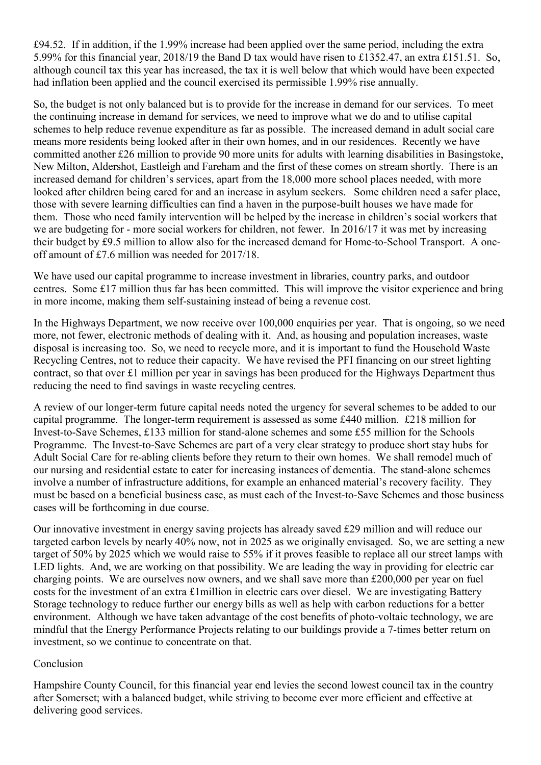£94.52. If in addition, if the 1.99% increase had been applied over the same period, including the extra 5.99% for this financial year, 2018/19 the Band D tax would have risen to £1352.47, an extra £151.51. So, although council tax this year has increased, the tax it is well below that which would have been expected had inflation been applied and the council exercised its permissible 1.99% rise annually.

So, the budget is not only balanced but is to provide for the increase in demand for our services. To meet the continuing increase in demand for services, we need to improve what we do and to utilise capital schemes to help reduce revenue expenditure as far as possible. The increased demand in adult social care means more residents being looked after in their own homes, and in our residences. Recently we have committed another £26 million to provide 90 more units for adults with learning disabilities in Basingstoke, New Milton, Aldershot, Eastleigh and Fareham and the first of these comes on stream shortly. There is an increased demand for children's services, apart from the 18,000 more school places needed, with more looked after children being cared for and an increase in asylum seekers. Some children need a safer place, those with severe learning difficulties can find a haven in the purpose-built houses we have made for them. Those who need family intervention will be helped by the increase in children's social workers that we are budgeting for - more social workers for children, not fewer. In 2016/17 it was met by increasing their budget by £9.5 million to allow also for the increased demand for Home-to-School Transport. A one-off amount of £7.6 million was needed for 2017/18.

We have used our capital programme to increase investment in libraries, country parks, and outdoor centres. Some £17 million thus far has been committed. This will improve the visitor experience and bring in more income, making them self-sustaining instead of being a revenue cost.

In the Highways Department, we now receive over 100,000 enquiries per year. That is ongoing, so we need more, not fewer, electronic methods of dealing with it. And, as housing and population increases, waste disposal is increasing too. So, we need to recycle more, and it is important to fund the Household Waste Recycling Centres, not to reduce their capacity. We have revised the PFI financing on our street lighting contract, so that over £1 million per year in savings has been produced for the Highways Department thus reducing the need to find savings in waste recycling centres.

A review of our longer-term future capital needs noted the urgency for several schemes to be added to our capital programme. The longer-term requirement is assessed as some £440 million. £218 million for Invest-to-Save Schemes, £133 million for stand-alone schemes and some £55 million for the Schools Programme. The Invest-to-Save Schemes are part of a very clear strategy to produce short stay hubs for Adult Social Care for re-abling clients before they return to their own homes. We shall remodel much of our nursing and residential estate to cater for increasing instances of dementia. The stand-alone schemes involve a number of infrastructure additions, for example an enhanced material's recovery facility. They must be based on a beneficial business case, as must each of the Invest-to-Save Schemes and those business cases will be forthcoming in due course.

Our innovative investment in energy saving projects has already saved £29 million and will reduce our targeted carbon levels by nearly 40% now, not in 2025 as we originally envisaged. So, we are setting a new target of 50% by 2025 which we would raise to 55% if it proves feasible to replace all our street lamps with LED lights. And, we are working on that possibility. We are leading the way in providing for electric car charging points. We are ourselves now owners, and we shall save more than £200,000 per year on fuel costs for the investment of an extra £1million in electric cars over diesel. We are investigating Battery Storage technology to reduce further our energy bills as well as help with carbon reductions for a better environment. Although we have taken advantage of the cost benefits of photo-voltaic technology, we are mindful that the Energy Performance Projects relating to our buildings provide a 7-times better return on investment, so we continue to concentrate on that.

## Conclusion

Hampshire County Council, for this financial year end levies the second lowest council tax in the country after Somerset; with a balanced budget, while striving to become ever more efficient and effective at delivering good services.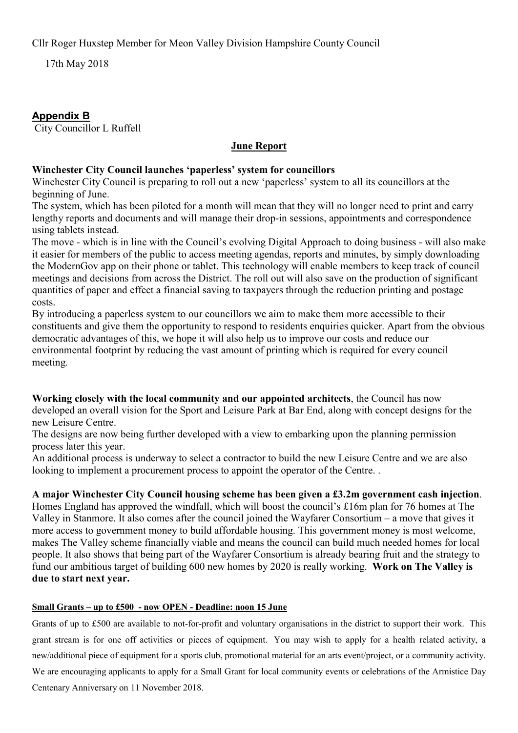Cllr Roger Huxstep Member for Meon Valley Division Hampshire County Council

17th May 2018

## Appendix B

City Councillor L Ruffell

### June Report

**Winchester City Council launches 'paperless' system for councillors**

Winchester City Council is preparing to roll out a new 'paperless' system to all its councillors at the beginning of June.

The system, which has been piloted for a month will mean that they will no longer need to print and carry lengthy reports and documents and will manage their drop-in sessions, appointments and correspondence using tablets instead.

The move - which is in line with the Council's evolving Digital Approach to doing business - will also make it easier for members of the public to access meeting agendas, reports and minutes, by simply downloading the ModernGov app on their phone or tablet. This technology will enable members to keep track of council meetings and decisions from across the District. The roll out will also save on the production of significant quantities of paper and effect a financial saving to taxpayers through the reduction printing and postage costs.

By introducing a paperless system to our councillors we aim to make them more accessible to their constituents and give them the opportunity to respond to residents enquiries quicker. Apart from the obvious democratic advantages of this, we hope it will also help us to improve our costs and reduce our environmental footprint by reducing the vast amount of printing which is required for every council meeting.

**Working closely with the local community and our appointed architects**, the Council has now developed an overall vision for the Sport and Leisure Park at Bar End, along with concept designs for the new Leisure Centre.

The designs are now being further developed with a view to embarking upon the planning permission process later this year.

An additional process is underway to select a contractor to build the new Leisure Centre and we are also looking to implement a procurement process to appoint the operator of the Centre. .

**A major Winchester City Council housing scheme has been given a £3.2m government cash injection**. Homes England has approved the windfall, which will boost the council's £16m plan for 76 homes at The Valley in Stanmore. It also comes after the council joined the Wayfarer Consortium – a move that gives it more access to government money to build affordable housing. This government money is most welcome, makes The Valley scheme financially viable and means the council can build much needed homes for local people. It also shows that being part of the Wayfarer Consortium is already bearing fruit and the strategy to fund our ambitious target of building 600 new homes by 2020 is really working. **Work on The Valley is due to start next year.**

**Small Grants – up to £500 - now OPEN - Deadline: noon 15 June**

Grants of up to £500 are available to not-for-profit and voluntary organisations in the district to support their work. This grant stream is for one off activities or pieces of equipment. You may wish to apply for a health related activity, a new/additional piece of equipment for a sports club, promotional material for an arts event/project, or a community activity. We are encouraging applicants to apply for a Small Grant for local community events or celebrations of the Armistice Day Centenary Anniversary on 11 November 2018.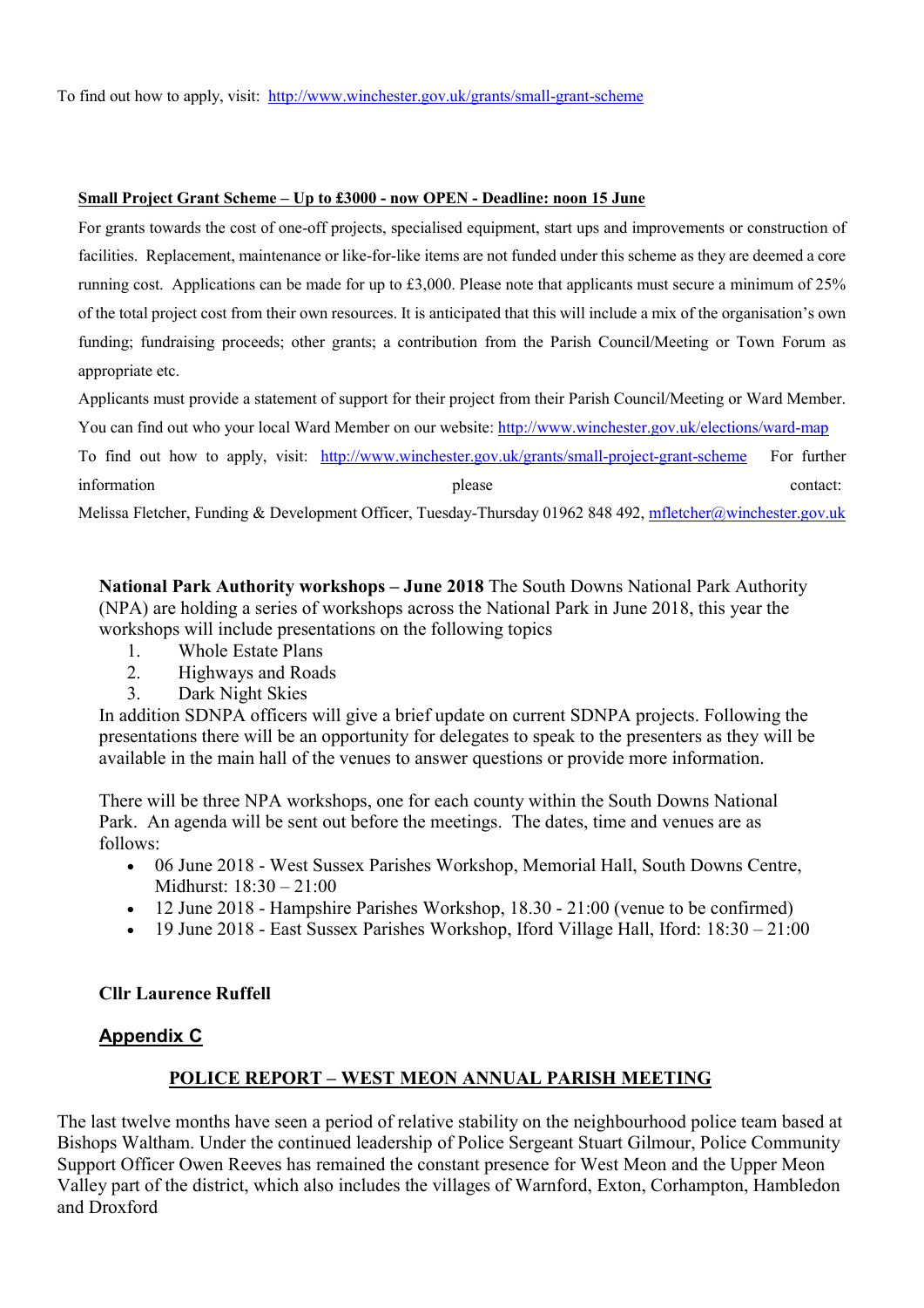To find out how to apply, visit: http://www.winchester.gov.uk/grants/small-grant-scheme

**Small Project Grant Scheme – Up to £3000 - now OPEN - Deadline: noon 15 June**

For grants towards the cost of one-off projects, specialised equipment, start ups and improvements or construction of facilities. Replacement, maintenance or like-for-like items are not funded under this scheme as they are deemed a core running cost. Applications can be made for up to £3,000. Please note that applicants must secure a minimum of 25% of the total project cost from their own resources. It is anticipated that this will include a mix of the organisation's own funding; fundraising proceeds; other grants; a contribution from the Parish Council/Meeting or Town Forum as appropriate etc.

Applicants must provide a statement of support for their project from their Parish Council/Meeting or Ward Member. You can find out who your local Ward Member on our website: http://www.winchester.gov.uk/elections/ward-map

To find out how to apply, visit: http://www.winchester.gov.uk/grants/small-project-grant-scheme For further information please contact: Melissa Fletcher, Funding & Development Officer, Tuesday-Thursday 01962 848 492, mfletcher@winchester.gov.uk

**National Park Authority workshops – June 2018** The South Downs National Park Authority (NPA) are holding a series of workshops across the National Park in June 2018, this year the workshops will include presentations on the following topics

1. Whole Estate Plans
2. Highways and Roads
3. Dark Night Skies

In addition SDNPA officers will give a brief update on current SDNPA projects. Following the presentations there will be an opportunity for delegates to speak to the presenters as they will be available in the main hall of the venues to answer questions or provide more information.

There will be three NPA workshops, one for each county within the South Downs National Park. An agenda will be sent out before the meetings. The dates, time and venues are as follows:

- 06 June 2018 - West Sussex Parishes Workshop, Memorial Hall, South Downs Centre, Midhurst: 18:30 – 21:00
- 12 June 2018 - Hampshire Parishes Workshop, 18.30 - 21:00 (venue to be confirmed)
- 19 June 2018 - East Sussex Parishes Workshop, Iford Village Hall, Iford: 18:30 – 21:00

**Cllr Laurence Ruffell**

## Appendix C

### POLICE REPORT – WEST MEON ANNUAL PARISH MEETING

The last twelve months have seen a period of relative stability on the neighbourhood police team based at Bishops Waltham. Under the continued leadership of Police Sergeant Stuart Gilmour, Police Community Support Officer Owen Reeves has remained the constant presence for West Meon and the Upper Meon Valley part of the district, which also includes the villages of Warnford, Exton, Corhampton, Hambledon and Droxford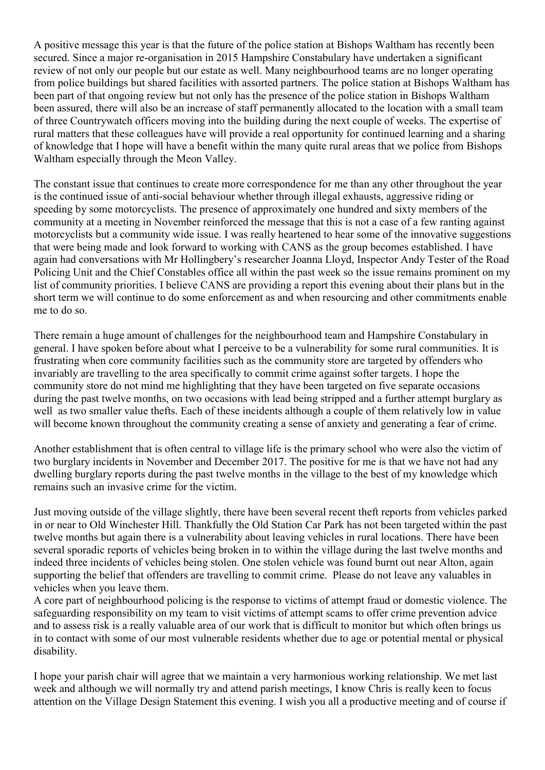A positive message this year is that the future of the police station at Bishops Waltham has recently been secured. Since a major re-organisation in 2015 Hampshire Constabulary have undertaken a significant review of not only our people but our estate as well. Many neighbourhood teams are no longer operating from police buildings but shared facilities with assorted partners. The police station at Bishops Waltham has been part of that ongoing review but not only has the presence of the police station in Bishops Waltham been assured, there will also be an increase of staff permanently allocated to the location with a small team of three Countrywatch officers moving into the building during the next couple of weeks. The expertise of rural matters that these colleagues have will provide a real opportunity for continued learning and a sharing of knowledge that I hope will have a benefit within the many quite rural areas that we police from Bishops Waltham especially through the Meon Valley.

The constant issue that continues to create more correspondence for me than any other throughout the year is the continued issue of anti-social behaviour whether through illegal exhausts, aggressive riding or speeding by some motorcyclists. The presence of approximately one hundred and sixty members of the community at a meeting in November reinforced the message that this is not a case of a few ranting against motorcyclists but a community wide issue. I was really heartened to hear some of the innovative suggestions that were being made and look forward to working with CANS as the group becomes established. I have again had conversations with Mr Hollingbery's researcher Joanna Lloyd, Inspector Andy Tester of the Road Policing Unit and the Chief Constables office all within the past week so the issue remains prominent on my list of community priorities. I believe CANS are providing a report this evening about their plans but in the short term we will continue to do some enforcement as and when resourcing and other commitments enable me to do so.

There remain a huge amount of challenges for the neighbourhood team and Hampshire Constabulary in general. I have spoken before about what I perceive to be a vulnerability for some rural communities. It is frustrating when core community facilities such as the community store are targeted by offenders who invariably are travelling to the area specifically to commit crime against softer targets. I hope the community store do not mind me highlighting that they have been targeted on five separate occasions during the past twelve months, on two occasions with lead being stripped and a further attempt burglary as well as two smaller value thefts. Each of these incidents although a couple of them relatively low in value will become known throughout the community creating a sense of anxiety and generating a fear of crime.

Another establishment that is often central to village life is the primary school who were also the victim of two burglary incidents in November and December 2017. The positive for me is that we have not had any dwelling burglary reports during the past twelve months in the village to the best of my knowledge which remains such an invasive crime for the victim.

Just moving outside of the village slightly, there have been several recent theft reports from vehicles parked in or near to Old Winchester Hill. Thankfully the Old Station Car Park has not been targeted within the past twelve months but again there is a vulnerability about leaving vehicles in rural locations. There have been several sporadic reports of vehicles being broken in to within the village during the last twelve months and indeed three incidents of vehicles being stolen. One stolen vehicle was found burnt out near Alton, again supporting the belief that offenders are travelling to commit crime. Please do not leave any valuables in vehicles when you leave them.

A core part of neighbourhood policing is the response to victims of attempt fraud or domestic violence. The safeguarding responsibility on my team to visit victims of attempt scams to offer crime prevention advice and to assess risk is a really valuable area of our work that is difficult to monitor but which often brings us in to contact with some of our most vulnerable residents whether due to age or potential mental or physical disability.

I hope your parish chair will agree that we maintain a very harmonious working relationship. We met last week and although we will normally try and attend parish meetings, I know Chris is really keen to focus attention on the Village Design Statement this evening. I wish you all a productive meeting and of course if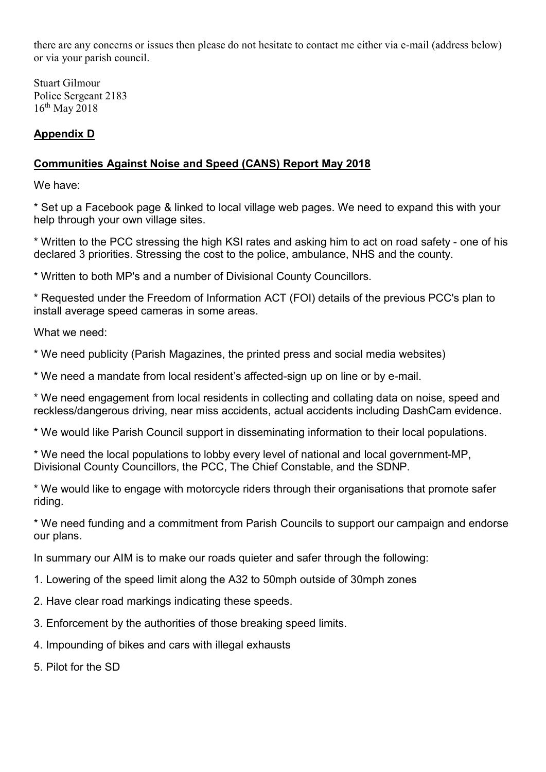there are any concerns or issues then please do not hesitate to contact me either via e-mail (address below) or via your parish council.

Stuart Gilmour
Police Sergeant 2183
16th May 2018

## Appendix D

### Communities Against Noise and Speed (CANS) Report May 2018

We have:

* Set up a Facebook page & linked to local village web pages. We need to expand this with your help through your own village sites.

* Written to the PCC stressing the high KSI rates and asking him to act on road safety - one of his declared 3 priorities. Stressing the cost to the police, ambulance, NHS and the county.

* Written to both MP's and a number of Divisional County Councillors.

* Requested under the Freedom of Information ACT (FOI) details of the previous PCC's plan to install average speed cameras in some areas.

What we need:

* We need publicity (Parish Magazines, the printed press and social media websites)

* We need a mandate from local resident's affected-sign up on line or by e-mail.

* We need engagement from local residents in collecting and collating data on noise, speed and reckless/dangerous driving, near miss accidents, actual accidents including DashCam evidence.

* We would like Parish Council support in disseminating information to their local populations.

* We need the local populations to lobby every level of national and local government-MP, Divisional County Councillors, the PCC, The Chief Constable, and the SDNP.

* We would like to engage with motorcycle riders through their organisations that promote safer riding.

* We need funding and a commitment from Parish Councils to support our campaign and endorse our plans.

In summary our AIM is to make our roads quieter and safer through the following:

1. Lowering of the speed limit along the A32 to 50mph outside of 30mph zones
2. Have clear road markings indicating these speeds.
3. Enforcement by the authorities of those breaking speed limits.
4. Impounding of bikes and cars with illegal exhausts
5. Pilot for the SD